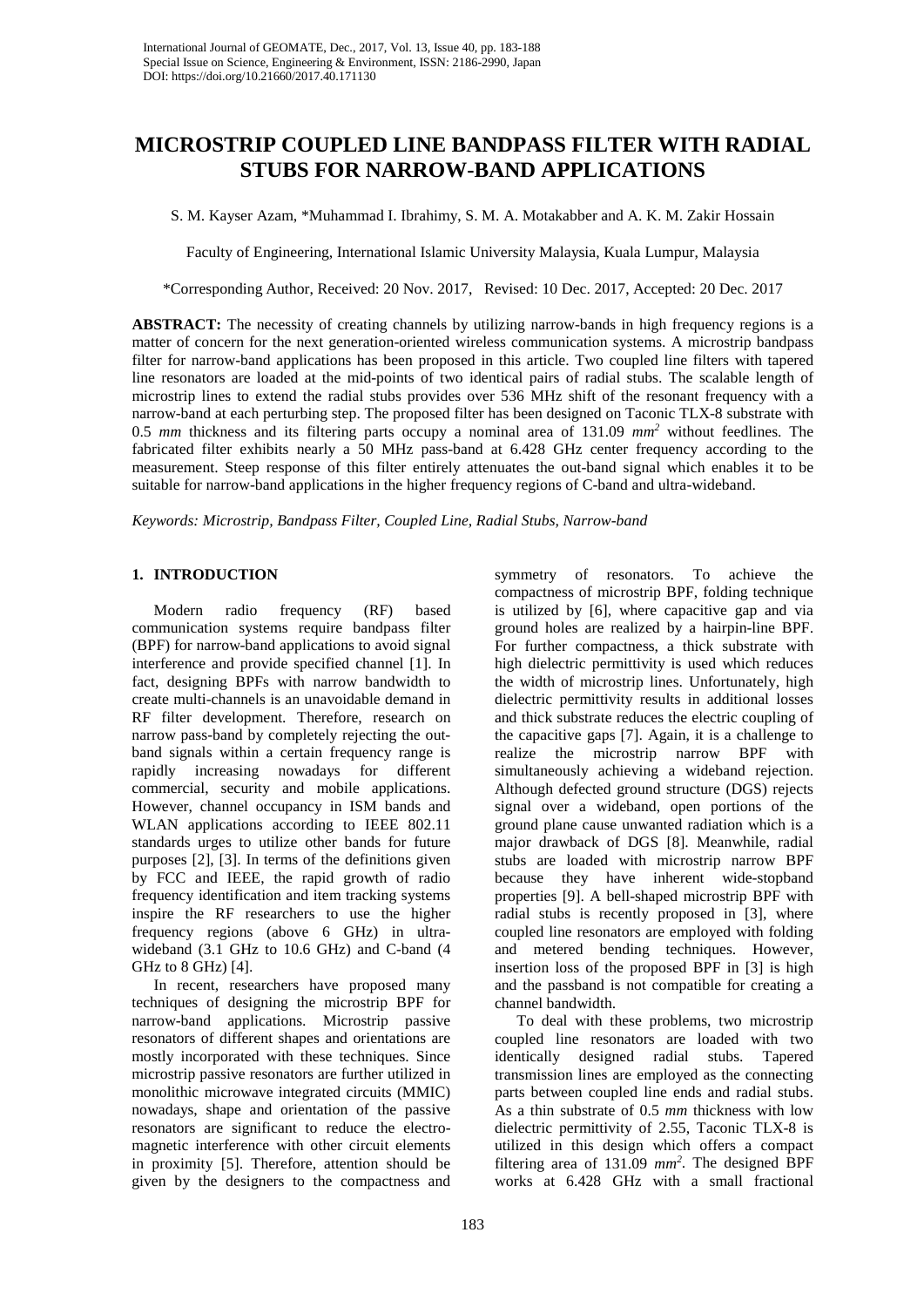# MICROSTRIP COUPLED LINE BANDPASS FILTER WITH RADIAL STUBS FOR NARROW-BAND APPLICATIONS

S. M. Kayser Azam, *Muhammad I. Ibrahimy, S. M. A. Motakabber and A. K. M. Zakir Hossain

Faculty of Engineering, International Islamic University Malaysia, Kuala Lumpur, Malaysia

*Corresponding Author, Received: 20 Nov. 2017, Revised: 10 Dec. 2017, Accepted: 20 Dec. 2017

**ABSTRACT:** The necessity of creating channels by utilizing narrow-bands in high frequency regions is a matter of concern for the next generation-oriented wireless communication systems. A microstrip bandpass filter for narrow-band applications has been proposed in this article. Two coupled line filters with tapered line resonators are loaded at the mid-points of two identical pairs of radial stubs. The scalable length of microstrip lines to extend the radial stubs provides over 536 MHz shift of the resonant frequency with a narrow-band at each perturbing step. The proposed filter has been designed on Taconic TLX-8 substrate with 0.5 *mm* thickness and its filtering parts occupy a nominal area of 131.09 $mm^2$ without feedlines. The fabricated filter exhibits nearly a 50 MHz pass-band at 6.428 GHz center frequency according to the measurement. Steep response of this filter entirely attenuates the out-band signal which enables it to be suitable for narrow-band applications in the higher frequency regions of C-band and ultra-wideband.

*Keywords: Microstrip, Bandpass Filter, Coupled Line, Radial Stubs, Narrow-band*

## 1. INTRODUCTION

Modern radio frequency (RF) based communication systems require bandpass filter (BPF) for narrow-band applications to avoid signal interference and provide specified channel [1]. In fact, designing BPFs with narrow bandwidth to create multi-channels is an unavoidable demand in RF filter development. Therefore, research on narrow pass-band by completely rejecting the out-band signals within a certain frequency range is rapidly increasing nowadays for different commercial, security and mobile applications. However, channel occupancy in ISM bands and WLAN applications according to IEEE 802.11 standards urges to utilize other bands for future purposes [2], [3]. In terms of the definitions given by FCC and IEEE, the rapid growth of radio frequency identification and item tracking systems inspire the RF researchers to use the higher frequency regions (above 6 GHz) in ultra-wideband (3.1 GHz to 10.6 GHz) and C-band (4 GHz to 8 GHz) [4].

In recent, researchers have proposed many techniques of designing the microstrip BPF for narrow-band applications. Microstrip passive resonators of different shapes and orientations are mostly incorporated with these techniques. Since microstrip passive resonators are further utilized in monolithic microwave integrated circuits (MMIC) nowadays, shape and orientation of the passive resonators are significant to reduce the electro-magnetic interference with other circuit elements in proximity [5]. Therefore, attention should be given by the designers to the compactness and symmetry of resonators. To achieve the compactness of microstrip BPF, folding technique is utilized by [6], where capacitive gap and via ground holes are realized by a hairpin-line BPF. For further compactness, a thick substrate with high dielectric permittivity is used which reduces the width of microstrip lines. Unfortunately, high dielectric permittivity results in additional losses and thick substrate reduces the electric coupling of the capacitive gaps [7]. Again, it is a challenge to realize the microstrip narrow BPF with simultaneously achieving a wideband rejection. Although defected ground structure (DGS) rejects signal over a wideband, open portions of the ground plane cause unwanted radiation which is a major drawback of DGS [8]. Meanwhile, radial stubs are loaded with microstrip narrow BPF because they have inherent wide-stopband properties [9]. A bell-shaped microstrip BPF with radial stubs is recently proposed in [3], where coupled line resonators are employed with folding and metered bending techniques. However, insertion loss of the proposed BPF in [3] is high and the passband is not compatible for creating a channel bandwidth.

To deal with these problems, two microstrip coupled line resonators are loaded with two identically designed radial stubs. Tapered transmission lines are employed as the connecting parts between coupled line ends and radial stubs. As a thin substrate of 0.5 *mm* thickness with low dielectric permittivity of 2.55, Taconic TLX-8 is utilized in this design which offers a compact filtering area of 131.09 $mm^2$. The designed BPF works at 6.428 GHz with a small fractional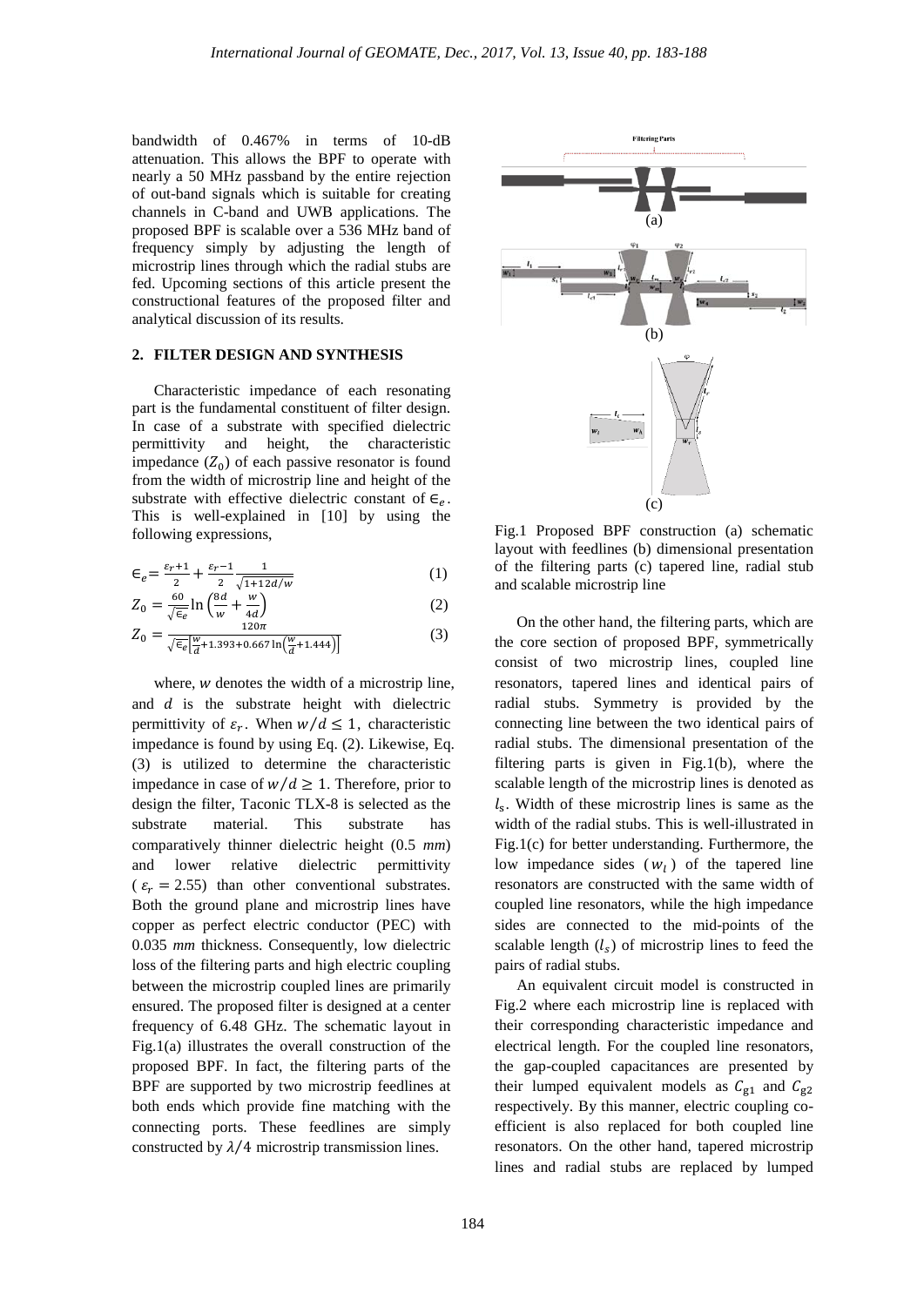bandwidth of 0.467% in terms of 10-dB attenuation. This allows the BPF to operate with nearly a 50 MHz passband by the entire rejection of out-band signals which is suitable for creating channels in C-band and UWB applications. The proposed BPF is scalable over a 536 MHz band of frequency simply by adjusting the length of microstrip lines through which the radial stubs are fed. Upcoming sections of this article present the constructional features of the proposed filter and analytical discussion of its results.

## 2. FILTER DESIGN AND SYNTHESIS

Characteristic impedance of each resonating part is the fundamental constituent of filter design. In case of a substrate with specified dielectric permittivity and height, the characteristic impedance ($Z_0$) of each passive resonator is found from the width of microstrip line and height of the substrate with effective dielectric constant of $\epsilon_e$. This is well-explained in [10] by using the following expressions,

$$\epsilon_e = \frac{\varepsilon_r + 1}{2} + \frac{\varepsilon_r - 1}{2}\frac{1}{\sqrt{1+12d/w}} \quad (1)$$

$$Z_0 = \frac{60}{\sqrt{\epsilon_e}}\ln\left(\frac{8d}{w} + \frac{w}{4d}\right) \quad (2)$$

$$Z_0 = \frac{120\pi}{\sqrt{\epsilon_e}\left[\frac{w}{d} + 1.393 + 0.667\ln\left(\frac{w}{d} + 1.444\right)\right]} \quad (3)$$

where, $w$ denotes the width of a microstrip line, and $d$ is the substrate height with dielectric permittivity of $\varepsilon_r$. When $w/d \leq 1$, characteristic impedance is found by using Eq. (2). Likewise, Eq. (3) is utilized to determine the characteristic impedance in case of $w/d \geq 1$. Therefore, prior to design the filter, Taconic TLX-8 is selected as the substrate material. This substrate has comparatively thinner dielectric height (0.5 *mm*) and lower relative dielectric permittivity ($\varepsilon_r = 2.55$) than other conventional substrates. Both the ground plane and microstrip lines have copper as perfect electric conductor (PEC) with 0.035 *mm* thickness. Consequently, low dielectric loss of the filtering parts and high electric coupling between the microstrip coupled lines are primarily ensured. The proposed filter is designed at a center frequency of 6.48 GHz. The schematic layout in Fig.1(a) illustrates the overall construction of the proposed BPF. In fact, the filtering parts of the BPF are supported by two microstrip feedlines at both ends which provide fine matching with the connecting ports. These feedlines are simply constructed by $\lambda/4$ microstrip transmission lines.

Fig.1 Proposed BPF construction (a) schematic layout with feedlines (b) dimensional presentation of the filtering parts (c) tapered line, radial stub and scalable microstrip line

On the other hand, the filtering parts, which are the core section of proposed BPF, symmetrically consist of two microstrip lines, coupled line resonators, tapered lines and identical pairs of radial stubs. Symmetry is provided by the connecting line between the two identical pairs of radial stubs. The dimensional presentation of the filtering parts is given in Fig.1(b), where the scalable length of the microstrip lines is denoted as $l_s$. Width of these microstrip lines is same as the width of the radial stubs. This is well-illustrated in Fig.1(c) for better understanding. Furthermore, the low impedance sides ($w_l$) of the tapered line resonators are constructed with the same width of coupled line resonators, while the high impedance sides are connected to the mid-points of the scalable length ($l_s$) of microstrip lines to feed the pairs of radial stubs.

An equivalent circuit model is constructed in Fig.2 where each microstrip line is replaced with their corresponding characteristic impedance and electrical length. For the coupled line resonators, the gap-coupled capacitances are presented by their lumped equivalent models as $C_{g1}$ and $C_{g2}$ respectively. By this manner, electric coupling co-efficient is also replaced for both coupled line resonators. On the other hand, tapered microstrip lines and radial stubs are replaced by lumped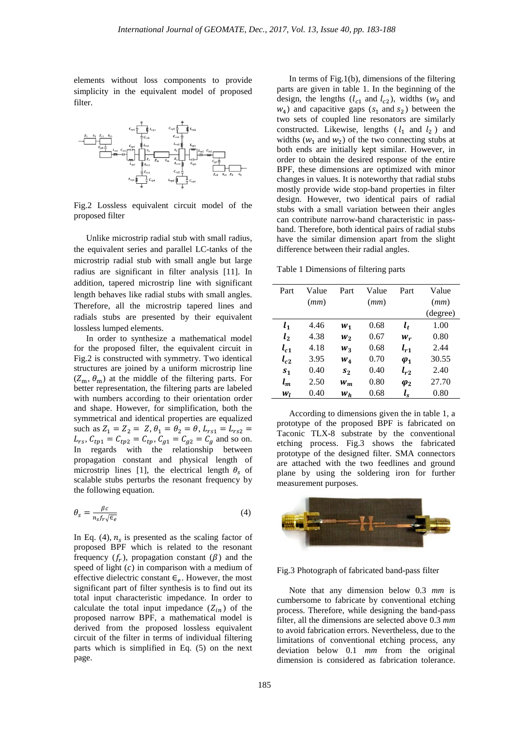elements without loss components to provide simplicity in the equivalent model of proposed filter.

Fig.2 Lossless equivalent circuit model of the proposed filter

Unlike microstrip radial stub with small radius, the equivalent series and parallel LC-tanks of the microstrip radial stub with small angle but large radius are significant in filter analysis [11]. In addition, tapered microstrip line with significant length behaves like radial stubs with small angles. Therefore, all the microstrip tapered lines and radials stubs are presented by their equivalent lossless lumped elements.

In order to synthesize a mathematical model for the proposed filter, the equivalent circuit in Fig.2 is constructed with symmetry. Two identical structures are joined by a uniform microstrip line ($Z_m$, $\theta_m$) at the middle of the filtering parts. For better representation, the filtering parts are labeled with numbers according to their orientation order and shape. However, for simplification, both the symmetrical and identical properties are equalized such as $Z_1 = Z_2 = Z, \theta_1 = \theta_2 = \theta, L_{rs1} = L_{rs2} = L_{rs}, C_{tp1} = C_{tp2} = C_{tp}, C_{g1} = C_{g2} = C_g$ and so on. In regards with the relationship between propagation constant and physical length of microstrip lines [1], the electrical length $\theta_s$ of scalable stubs perturbs the resonant frequency by the following equation.

$$\theta_s = \frac{\beta c}{n_s f_r \sqrt{\epsilon_e}} \tag{4}$$

In Eq. (4), $n_s$ is presented as the scaling factor of proposed BPF which is related to the resonant frequency ($f_r$), propagation constant ($\beta$) and the speed of light ($c$) in comparison with a medium of effective dielectric constant $\epsilon_e$. However, the most significant part of filter synthesis is to find out its total input characteristic impedance. In order to calculate the total input impedance ($Z_{in}$) of the proposed narrow BPF, a mathematical model is derived from the proposed lossless equivalent circuit of the filter in terms of individual filtering parts which is simplified in Eq. (5) on the next page.

In terms of Fig.1(b), dimensions of the filtering parts are given in table 1. In the beginning of the design, the lengths ($l_{c1}$ and $l_{c2}$), widths ($w_3$ and $w_4$) and capacitive gaps ($s_1$ and $s_2$) between the two sets of coupled line resonators are similarly constructed. Likewise, lengths ($l_1$ and $l_2$) and widths ($w_1$ and $w_2$) of the two connecting stubs at both ends are initially kept similar. However, in order to obtain the desired response of the entire BPF, these dimensions are optimized with minor changes in values. It is noteworthy that radial stubs mostly provide wide stop-band properties in filter design. However, two identical pairs of radial stubs with a small variation between their angles can contribute narrow-band characteristic in pass-band. Therefore, both identical pairs of radial stubs have the similar dimension apart from the slight difference between their radial angles.

Table 1 Dimensions of filtering parts

| Part | Value (*mm*) | Part | Value (*mm*) | Part | Value (*mm*) (degree) |
|---|---|---|---|---|---|
| $l_1$ | 4.46 | $w_1$ | 0.68 | $l_t$ | 1.00 |
| $l_2$ | 4.38 | $w_2$ | 0.67 | $w_r$ | 0.80 |
| $l_{c1}$ | 4.18 | $w_3$ | 0.68 | $l_{r1}$ | 2.44 |
| $l_{c2}$ | 3.95 | $w_4$ | 0.70 | $\varphi_1$ | 30.55 |
| $s_1$ | 0.40 | $s_2$ | 0.40 | $l_{r2}$ | 2.40 |
| $l_m$ | 2.50 | $w_m$ | 0.80 | $\varphi_2$ | 27.70 |
| $w_l$ | 0.40 | $w_h$ | 0.68 | $l_s$ | 0.80 |

According to dimensions given the in table 1, a prototype of the proposed BPF is fabricated on Taconic TLX-8 substrate by the conventional etching process. Fig.3 shows the fabricated prototype of the designed filter. SMA connectors are attached with the two feedlines and ground plane by using the soldering iron for further measurement purposes.

Fig.3 Photograph of fabricated band-pass filter

Note that any dimension below 0.3 *mm* is cumbersome to fabricate by conventional etching process. Therefore, while designing the band-pass filter, all the dimensions are selected above 0.3 *mm* to avoid fabrication errors. Nevertheless, due to the limitations of conventional etching process, any deviation below 0.1 *mm* from the original dimension is considered as fabrication tolerance.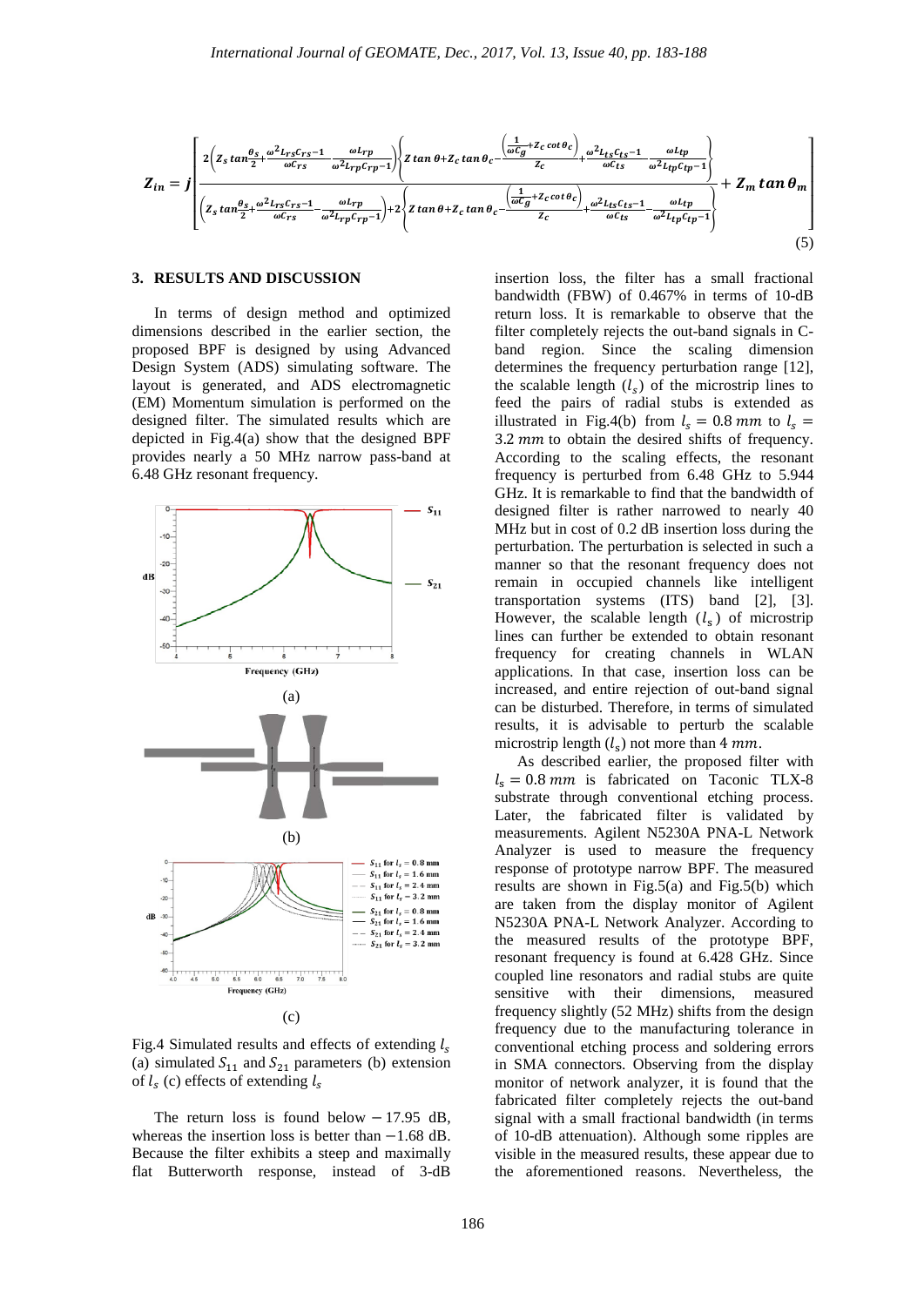$$Z_{in} = j\left[\frac{2\left(Z_s\tan\frac{\theta_s}{2}+\frac{\omega^2 L_{rs}C_{rs}-1}{\omega C_{rs}}-\frac{\omega L_{rp}}{\omega^2 L_{rp}C_{rp}-1}\right)\left\{Z\tan\theta+Z_c\tan\theta_c-\frac{\left(\frac{1}{\omega C_g}+Z_c\cot\theta_c\right)}{Z_c}+\frac{\omega^2 L_{ts}C_{ts}-1}{\omega C_{ts}}-\frac{\omega L_{tp}}{\omega^2 L_{tp}C_{tp}-1}\right\}}{\left(Z_s\tan\frac{\theta_s}{2}+\frac{\omega^2 L_{rs}C_{rs}-1}{\omega C_{rs}}-\frac{\omega L_{rp}}{\omega^2 L_{rp}C_{rp}-1}\right)+2\left\{Z\tan\theta+Z_c\tan\theta_c-\frac{\left(\frac{1}{\omega C_g}+Z_c\cot\theta_c\right)}{Z_c}+\frac{\omega^2 L_{ts}C_{ts}-1}{\omega C_{ts}}-\frac{\omega L_{tp}}{\omega^2 L_{tp}C_{tp}-1}\right\}}+Z_m\tan\theta_m\right] \quad (5)$$

## 3. RESULTS AND DISCUSSION

In terms of design method and optimized dimensions described in the earlier section, the proposed BPF is designed by using Advanced Design System (ADS) simulating software. The layout is generated, and ADS electromagnetic (EM) Momentum simulation is performed on the designed filter. The simulated results which are depicted in Fig.4(a) show that the designed BPF provides nearly a 50 MHz narrow pass-band at 6.48 GHz resonant frequency.

Fig.4 Simulated results and effects of extending $l_s$ (a) simulated $S_{11}$ and $S_{21}$ parameters (b) extension of $l_s$ (c) effects of extending $l_s$

The return loss is found below $-17.95$ dB, whereas the insertion loss is better than $-1.68$ dB. Because the filter exhibits a steep and maximally flat Butterworth response, instead of 3-dB insertion loss, the filter has a small fractional bandwidth (FBW) of 0.467% in terms of 10-dB return loss. It is remarkable to observe that the filter completely rejects the out-band signals in C-band region. Since the scaling dimension determines the frequency perturbation range [12], the scalable length $(l_s)$ of the microstrip lines to feed the pairs of radial stubs is extended as illustrated in Fig.4(b) from $l_s = 0.8\ mm$ to $l_s = 3.2\ mm$ to obtain the desired shifts of frequency. According to the scaling effects, the resonant frequency is perturbed from 6.48 GHz to 5.944 GHz. It is remarkable to find that the bandwidth of designed filter is rather narrowed to nearly 40 MHz but in cost of 0.2 dB insertion loss during the perturbation. The perturbation is selected in such a manner so that the resonant frequency does not remain in occupied channels like intelligent transportation systems (ITS) band [2], [3]. However, the scalable length $(l_s)$ of microstrip lines can further be extended to obtain resonant frequency for creating channels in WLAN applications. In that case, insertion loss can be increased, and entire rejection of out-band signal can be disturbed. Therefore, in terms of simulated results, it is advisable to perturb the scalable microstrip length $(l_s)$ not more than $4\ mm$.

As described earlier, the proposed filter with $l_s = 0.8\ mm$ is fabricated on Taconic TLX-8 substrate through conventional etching process. Later, the fabricated filter is validated by measurements. Agilent N5230A PNA-L Network Analyzer is used to measure the frequency response of prototype narrow BPF. The measured results are shown in Fig.5(a) and Fig.5(b) which are taken from the display monitor of Agilent N5230A PNA-L Network Analyzer. According to the measured results of the prototype BPF, resonant frequency is found at 6.428 GHz. Since coupled line resonators and radial stubs are quite sensitive with their dimensions, measured frequency slightly (52 MHz) shifts from the design frequency due to the manufacturing tolerance in conventional etching process and soldering errors in SMA connectors. Observing from the display monitor of network analyzer, it is found that the fabricated filter completely rejects the out-band signal with a small fractional bandwidth (in terms of 10-dB attenuation). Although some ripples are visible in the measured results, these appear due to the aforementioned reasons. Nevertheless, the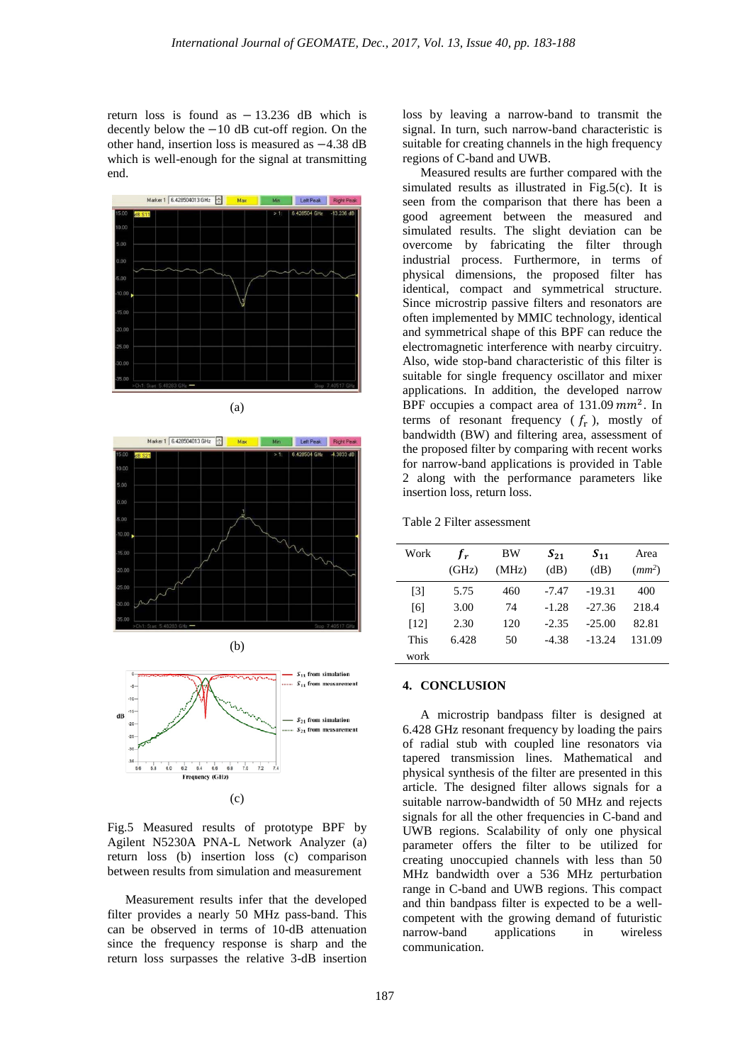return loss is found as − 13.236 dB which is decently below the −10 dB cut-off region. On the other hand, insertion loss is measured as −4.38 dB which is well-enough for the signal at transmitting end.

(a)

(b)

(c)

Fig.5 Measured results of prototype BPF by Agilent N5230A PNA-L Network Analyzer (a) return loss (b) insertion loss (c) comparison between results from simulation and measurement

Measurement results infer that the developed filter provides a nearly 50 MHz pass-band. This can be observed in terms of 10-dB attenuation since the frequency response is sharp and the return loss surpasses the relative 3-dB insertion loss by leaving a narrow-band to transmit the signal. In turn, such narrow-band characteristic is suitable for creating channels in the high frequency regions of C-band and UWB.

Measured results are further compared with the simulated results as illustrated in Fig.5(c). It is seen from the comparison that there has been a good agreement between the measured and simulated results. The slight deviation can be overcome by fabricating the filter through industrial process. Furthermore, in terms of physical dimensions, the proposed filter has identical, compact and symmetrical structure. Since microstrip passive filters and resonators are often implemented by MMIC technology, identical and symmetrical shape of this BPF can reduce the electromagnetic interference with nearby circuitry. Also, wide stop-band characteristic of this filter is suitable for single frequency oscillator and mixer applications. In addition, the developed narrow BPF occupies a compact area of 131.09 $mm^2$. In terms of resonant frequency ($f_r$), mostly of bandwidth (BW) and filtering area, assessment of the proposed filter by comparing with recent works for narrow-band applications is provided in Table 2 along with the performance parameters like insertion loss, return loss.

Table 2 Filter assessment

| Work | $f_r$ (GHz) | BW (MHz) | $S_{21}$ (dB) | $S_{11}$ (dB) | Area ($mm^2$) |
|---|---|---|---|---|---|
| [3] | 5.75 | 460 | -7.47 | -19.31 | 400 |
| [6] | 3.00 | 74 | -1.28 | -27.36 | 218.4 |
| [12] | 2.30 | 120 | -2.35 | -25.00 | 82.81 |
| This work | 6.428 | 50 | -4.38 | -13.24 | 131.09 |

## 4. CONCLUSION

A microstrip bandpass filter is designed at 6.428 GHz resonant frequency by loading the pairs of radial stub with coupled line resonators via tapered transmission lines. Mathematical and physical synthesis of the filter are presented in this article. The designed filter allows signals for a suitable narrow-bandwidth of 50 MHz and rejects signals for all the other frequencies in C-band and UWB regions. Scalability of only one physical parameter offers the filter to be utilized for creating unoccupied channels with less than 50 MHz bandwidth over a 536 MHz perturbation range in C-band and UWB regions. This compact and thin bandpass filter is expected to be a well-competent with the growing demand of futuristic narrow-band applications in wireless communication.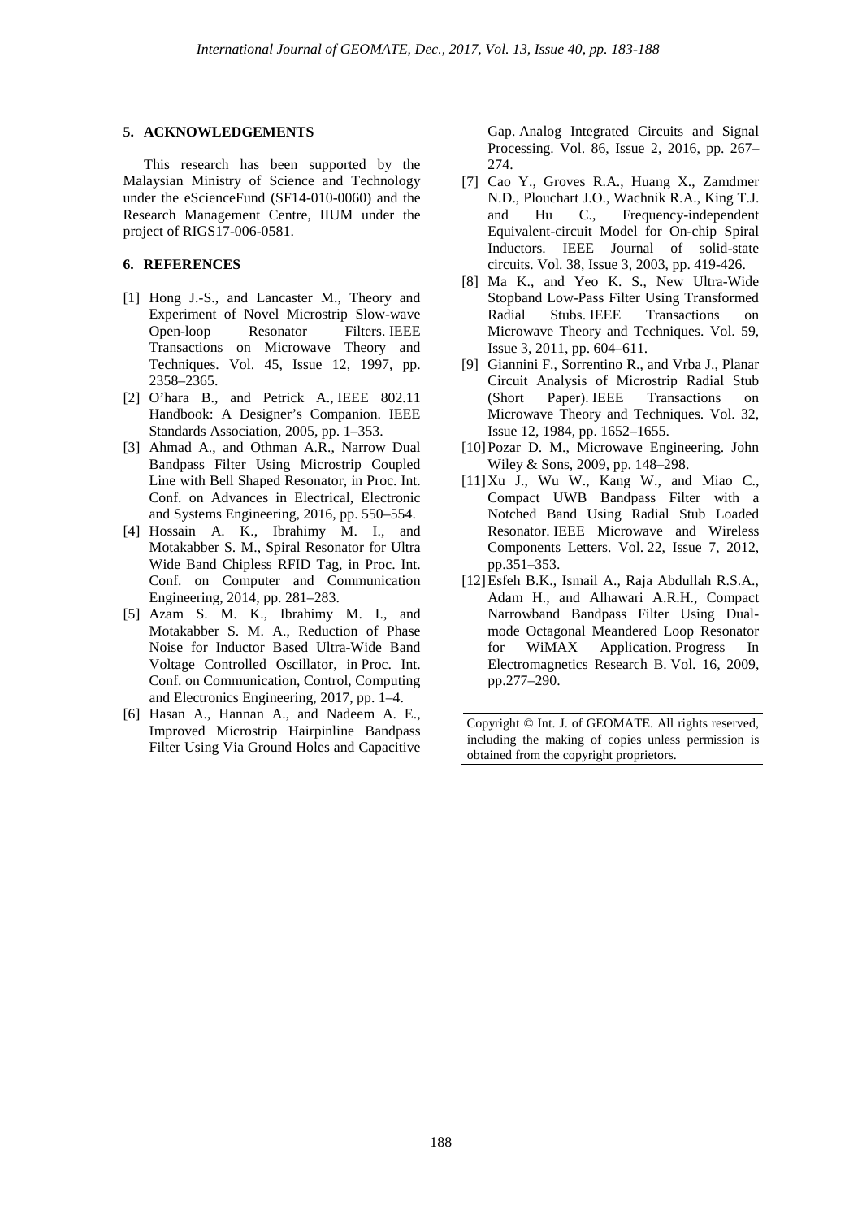## 5. ACKNOWLEDGEMENTS

This research has been supported by the Malaysian Ministry of Science and Technology under the eScienceFund (SF14-010-0060) and the Research Management Centre, IIUM under the project of RIGS17-006-0581.

## 6. REFERENCES

[1] Hong J.-S., and Lancaster M., Theory and Experiment of Novel Microstrip Slow-wave Open-loop Resonator Filters. IEEE Transactions on Microwave Theory and Techniques. Vol. 45, Issue 12, 1997, pp. 2358–2365.

[2] O'hara B., and Petrick A., IEEE 802.11 Handbook: A Designer's Companion. IEEE Standards Association, 2005, pp. 1–353.

[3] Ahmad A., and Othman A.R., Narrow Dual Bandpass Filter Using Microstrip Coupled Line with Bell Shaped Resonator, in Proc. Int. Conf. on Advances in Electrical, Electronic and Systems Engineering, 2016, pp. 550–554.

[4] Hossain A. K., Ibrahimy M. I., and Motakabber S. M., Spiral Resonator for Ultra Wide Band Chipless RFID Tag, in Proc. Int. Conf. on Computer and Communication Engineering, 2014, pp. 281–283.

[5] Azam S. M. K., Ibrahimy M. I., and Motakabber S. M. A., Reduction of Phase Noise for Inductor Based Ultra-Wide Band Voltage Controlled Oscillator, in Proc. Int. Conf. on Communication, Control, Computing and Electronics Engineering, 2017, pp. 1–4.

[6] Hasan A., Hannan A., and Nadeem A. E., Improved Microstrip Hairpinline Bandpass Filter Using Via Ground Holes and Capacitive Gap. Analog Integrated Circuits and Signal Processing. Vol. 86, Issue 2, 2016, pp. 267–274.

[7] Cao Y., Groves R.A., Huang X., Zamdmer N.D., Plouchart J.O., Wachnik R.A., King T.J. and Hu C., Frequency-independent Equivalent-circuit Model for On-chip Spiral Inductors. IEEE Journal of solid-state circuits. Vol. 38, Issue 3, 2003, pp. 419-426.

[8] Ma K., and Yeo K. S., New Ultra-Wide Stopband Low-Pass Filter Using Transformed Radial Stubs. IEEE Transactions on Microwave Theory and Techniques. Vol. 59, Issue 3, 2011, pp. 604–611.

[9] Giannini F., Sorrentino R., and Vrba J., Planar Circuit Analysis of Microstrip Radial Stub (Short Paper). IEEE Transactions on Microwave Theory and Techniques. Vol. 32, Issue 12, 1984, pp. 1652–1655.

[10] Pozar D. M., Microwave Engineering. John Wiley & Sons, 2009, pp. 148–298.

[11] Xu J., Wu W., Kang W., and Miao C., Compact UWB Bandpass Filter with a Notched Band Using Radial Stub Loaded Resonator. IEEE Microwave and Wireless Components Letters. Vol. 22, Issue 7, 2012, pp.351–353.

[12] Esfeh B.K., Ismail A., Raja Abdullah R.S.A., Adam H., and Alhawari A.R.H., Compact Narrowband Bandpass Filter Using Dual-mode Octagonal Meandered Loop Resonator for WiMAX Application. Progress In Electromagnetics Research B. Vol. 16, 2009, pp.277–290.

Copyright © Int. J. of GEOMATE. All rights reserved, including the making of copies unless permission is obtained from the copyright proprietors.